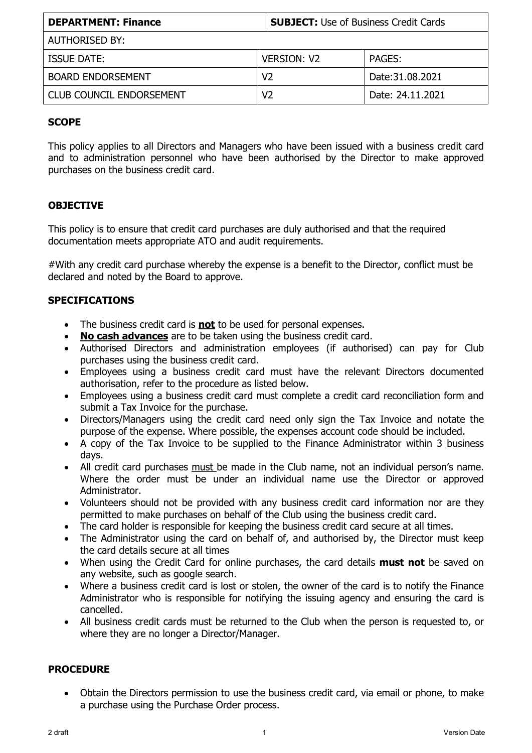| DEPARTMENT: Finance | SUBJECT: Use of Business Credit Cards | |
|---|---|---|
| AUTHORISED BY: | | |
| ISSUE DATE: | VERSION: V2 | PAGES: |
| BOARD ENDORSEMENT | V2 | Date:31.08.2021 |
| CLUB COUNCIL ENDORSEMENT | V2 | Date: 24.11.2021 |

## SCOPE

This policy applies to all Directors and Managers who have been issued with a business credit card and to administration personnel who have been authorised by the Director to make approved purchases on the business credit card.

## OBJECTIVE

This policy is to ensure that credit card purchases are duly authorised and that the required documentation meets appropriate ATO and audit requirements.

#With any credit card purchase whereby the expense is a benefit to the Director, conflict must be declared and noted by the Board to approve.

## SPECIFICATIONS

- The business credit card is **not** to be used for personal expenses.
- **No cash advances** are to be taken using the business credit card.
- Authorised Directors and administration employees (if authorised) can pay for Club purchases using the business credit card.
- Employees using a business credit card must have the relevant Directors documented authorisation, refer to the procedure as listed below.
- Employees using a business credit card must complete a credit card reconciliation form and submit a Tax Invoice for the purchase.
- Directors/Managers using the credit card need only sign the Tax Invoice and notate the purpose of the expense. Where possible, the expenses account code should be included.
- A copy of the Tax Invoice to be supplied to the Finance Administrator within 3 business days.
- All credit card purchases must be made in the Club name, not an individual person's name. Where the order must be under an individual name use the Director or approved Administrator.
- Volunteers should not be provided with any business credit card information nor are they permitted to make purchases on behalf of the Club using the business credit card.
- The card holder is responsible for keeping the business credit card secure at all times.
- The Administrator using the card on behalf of, and authorised by, the Director must keep the card details secure at all times
- When using the Credit Card for online purchases, the card details **must not** be saved on any website, such as google search.
- Where a business credit card is lost or stolen, the owner of the card is to notify the Finance Administrator who is responsible for notifying the issuing agency and ensuring the card is cancelled.
- All business credit cards must be returned to the Club when the person is requested to, or where they are no longer a Director/Manager.

## PROCEDURE

- Obtain the Directors permission to use the business credit card, via email or phone, to make a purchase using the Purchase Order process.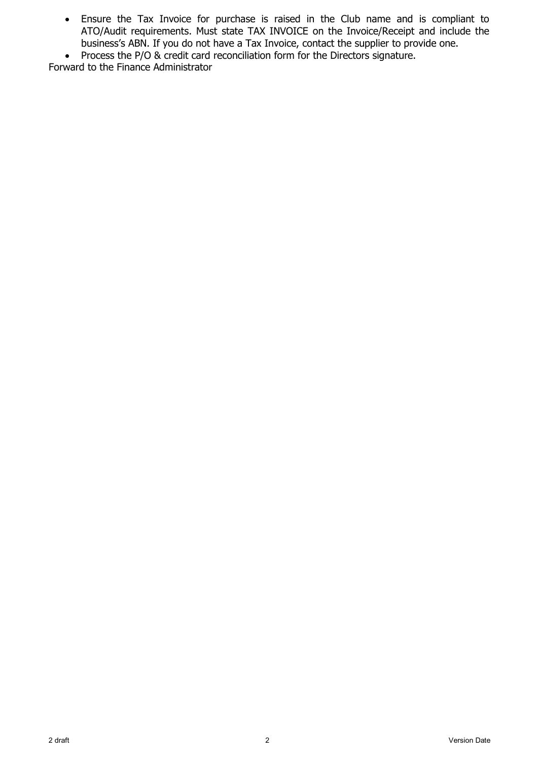- Ensure the Tax Invoice for purchase is raised in the Club name and is compliant to ATO/Audit requirements. Must state TAX INVOICE on the Invoice/Receipt and include the business's ABN. If you do not have a Tax Invoice, contact the supplier to provide one.
- Process the P/O & credit card reconciliation form for the Directors signature.

Forward to the Finance Administrator